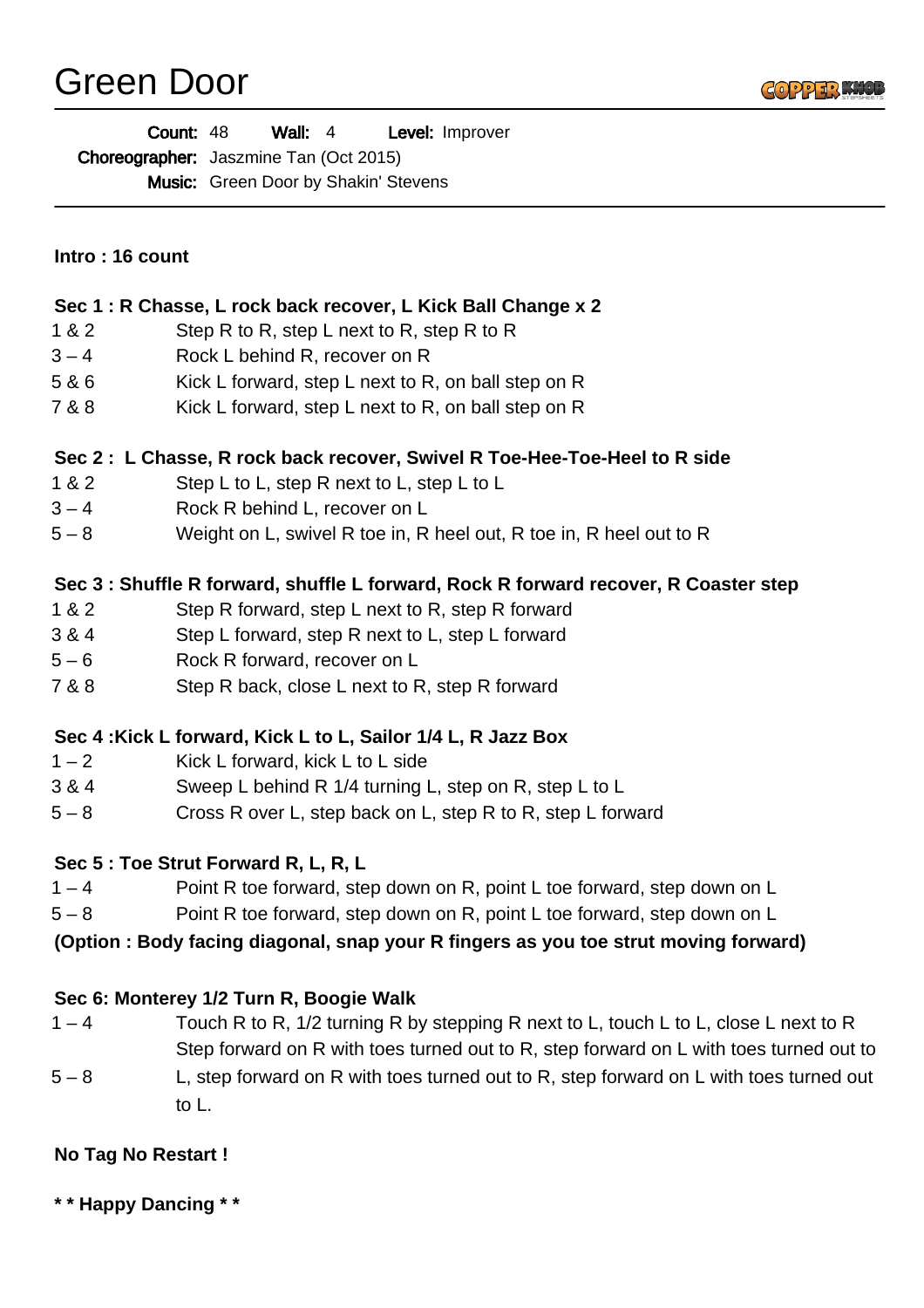# Green Door

**Count:** 48 **Wall:** 4 **Level:** Improver

**Choreographer:** Jaszmine Tan (Oct 2015)

**Music:** Green Door by Shakin' Stevens

---

**Intro : 16 count**

**Sec 1 : R Chasse, L rock back recover, L Kick Ball Change x 2**

| | |
|---|---|
| 1 & 2 | Step R to R, step L next to R, step R to R |
| 3 – 4 | Rock L behind R, recover on R |
| 5 & 6 | Kick L forward, step L next to R, on ball step on R |
| 7 & 8 | Kick L forward, step L next to R, on ball step on R |

**Sec 2 : L Chasse, R rock back recover, Swivel R Toe-Hee-Toe-Heel to R side**

| | |
|---|---|
| 1 & 2 | Step L to L, step R next to L, step L to L |
| 3 – 4 | Rock R behind L, recover on L |
| 5 – 8 | Weight on L, swivel R toe in, R heel out, R toe in, R heel out to R |

**Sec 3 : Shuffle R forward, shuffle L forward, Rock R forward recover, R Coaster step**

| | |
|---|---|
| 1 & 2 | Step R forward, step L next to R, step R forward |
| 3 & 4 | Step L forward, step R next to L, step L forward |
| 5 – 6 | Rock R forward, recover on L |
| 7 & 8 | Step R back, close L next to R, step R forward |

**Sec 4 :Kick L forward, Kick L to L, Sailor 1/4 L, R Jazz Box**

| | |
|---|---|
| 1 – 2 | Kick L forward, kick L to L side |
| 3 & 4 | Sweep L behind R 1/4 turning L, step on R, step L to L |
| 5 – 8 | Cross R over L, step back on L, step R to R, step L forward |

**Sec 5 : Toe Strut Forward R, L, R, L**

| | |
|---|---|
| 1 – 4 | Point R toe forward, step down on R, point L toe forward, step down on L |
| 5 – 8 | Point R toe forward, step down on R, point L toe forward, step down on L |

**(Option : Body facing diagonal, snap your R fingers as you toe strut moving forward)**

**Sec 6: Monterey 1/2 Turn R, Boogie Walk**

| | |
|---|---|
| 1 – 4 | Touch R to R, 1/2 turning R by stepping R next to L, touch L to L, close L next to R |
| 5 – 8 | Step forward on R with toes turned out to R, step forward on L with toes turned out to L, step forward on R with toes turned out to R, step forward on L with toes turned out to L. |

**No Tag No Restart !**

**\* \* Happy Dancing \* \***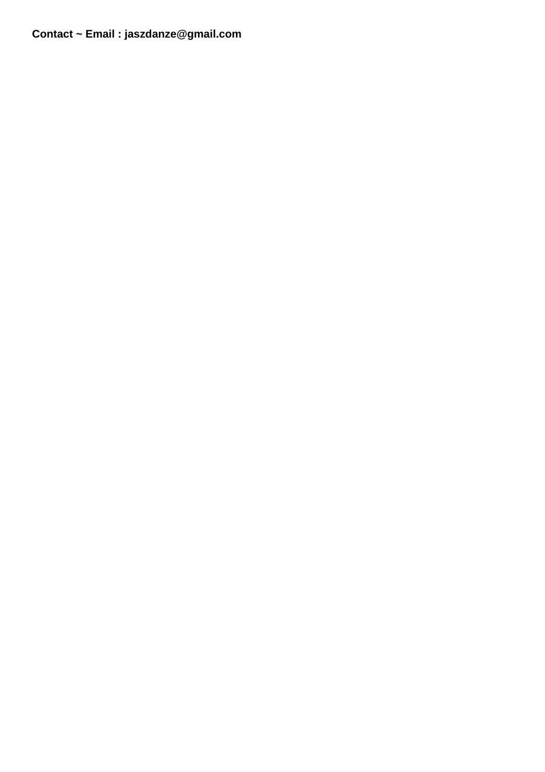**Contact ~ Email : jaszdanze@gmail.com**